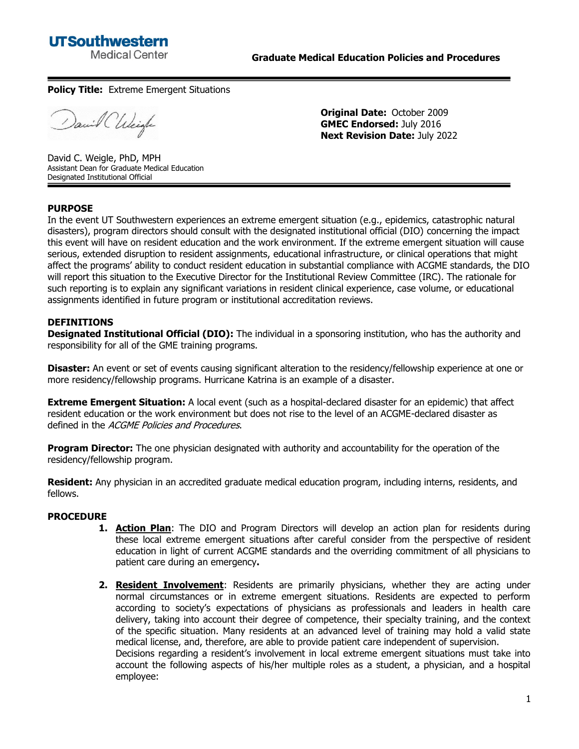**UTSouthwestern**
Medical Center

**Graduate Medical Education Policies and Procedures**

---

**Policy Title:** Extreme Emergent Situations

**Original Date:** October 2009
**GMEC Endorsed:** July 2016
**Next Revision Date:** July 2022

David C. Weigle, PhD, MPH
Assistant Dean for Graduate Medical Education
Designated Institutional Official

---

## PURPOSE

In the event UT Southwestern experiences an extreme emergent situation (e.g., epidemics, catastrophic natural disasters), program directors should consult with the designated institutional official (DIO) concerning the impact this event will have on resident education and the work environment. If the extreme emergent situation will cause serious, extended disruption to resident assignments, educational infrastructure, or clinical operations that might affect the programs' ability to conduct resident education in substantial compliance with ACGME standards, the DIO will report this situation to the Executive Director for the Institutional Review Committee (IRC). The rationale for such reporting is to explain any significant variations in resident clinical experience, case volume, or educational assignments identified in future program or institutional accreditation reviews.

## DEFINITIONS

**Designated Institutional Official (DIO):** The individual in a sponsoring institution, who has the authority and responsibility for all of the GME training programs.

**Disaster:** An event or set of events causing significant alteration to the residency/fellowship experience at one or more residency/fellowship programs. Hurricane Katrina is an example of a disaster.

**Extreme Emergent Situation:** A local event (such as a hospital-declared disaster for an epidemic) that affect resident education or the work environment but does not rise to the level of an ACGME-declared disaster as defined in the *ACGME Policies and Procedures*.

**Program Director:** The one physician designated with authority and accountability for the operation of the residency/fellowship program.

**Resident:** Any physician in an accredited graduate medical education program, including interns, residents, and fellows.

## PROCEDURE

1. **Action Plan**: The DIO and Program Directors will develop an action plan for residents during these local extreme emergent situations after careful consider from the perspective of resident education in light of current ACGME standards and the overriding commitment of all physicians to patient care during an emergency**.**

2. **Resident Involvement**: Residents are primarily physicians, whether they are acting under normal circumstances or in extreme emergent situations. Residents are expected to perform according to society's expectations of physicians as professionals and leaders in health care delivery, taking into account their degree of competence, their specialty training, and the context of the specific situation. Many residents at an advanced level of training may hold a valid state medical license, and, therefore, are able to provide patient care independent of supervision.
   Decisions regarding a resident's involvement in local extreme emergent situations must take into account the following aspects of his/her multiple roles as a student, a physician, and a hospital employee: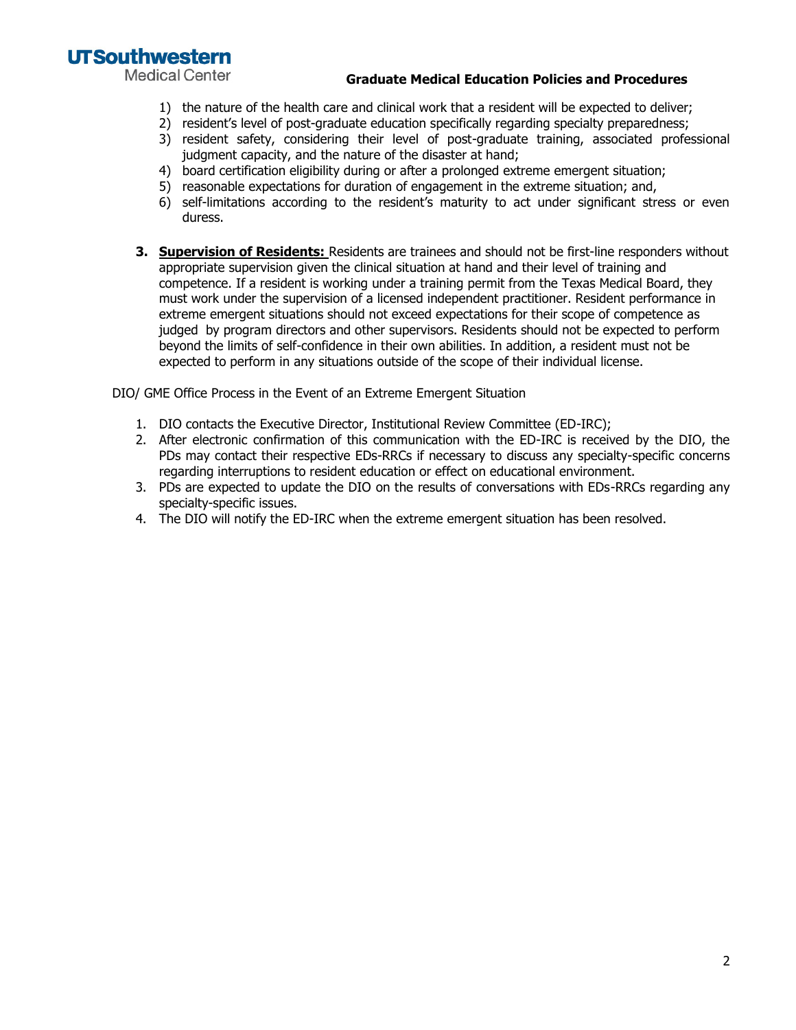1) the nature of the health care and clinical work that a resident will be expected to deliver;
2) resident's level of post-graduate education specifically regarding specialty preparedness;
3) resident safety, considering their level of post-graduate training, associated professional judgment capacity, and the nature of the disaster at hand;
4) board certification eligibility during or after a prolonged extreme emergent situation;
5) reasonable expectations for duration of engagement in the extreme situation; and,
6) self-limitations according to the resident's maturity to act under significant stress or even duress.

3. **Supervision of Residents:** Residents are trainees and should not be first-line responders without appropriate supervision given the clinical situation at hand and their level of training and competence. If a resident is working under a training permit from the Texas Medical Board, they must work under the supervision of a licensed independent practitioner. Resident performance in extreme emergent situations should not exceed expectations for their scope of competence as judged by program directors and other supervisors. Residents should not be expected to perform beyond the limits of self-confidence in their own abilities. In addition, a resident must not be expected to perform in any situations outside of the scope of their individual license.

DIO/ GME Office Process in the Event of an Extreme Emergent Situation

1. DIO contacts the Executive Director, Institutional Review Committee (ED-IRC);
2. After electronic confirmation of this communication with the ED-IRC is received by the DIO, the PDs may contact their respective EDs-RRCs if necessary to discuss any specialty-specific concerns regarding interruptions to resident education or effect on educational environment.
3. PDs are expected to update the DIO on the results of conversations with EDs-RRCs regarding any specialty-specific issues.
4. The DIO will notify the ED-IRC when the extreme emergent situation has been resolved.